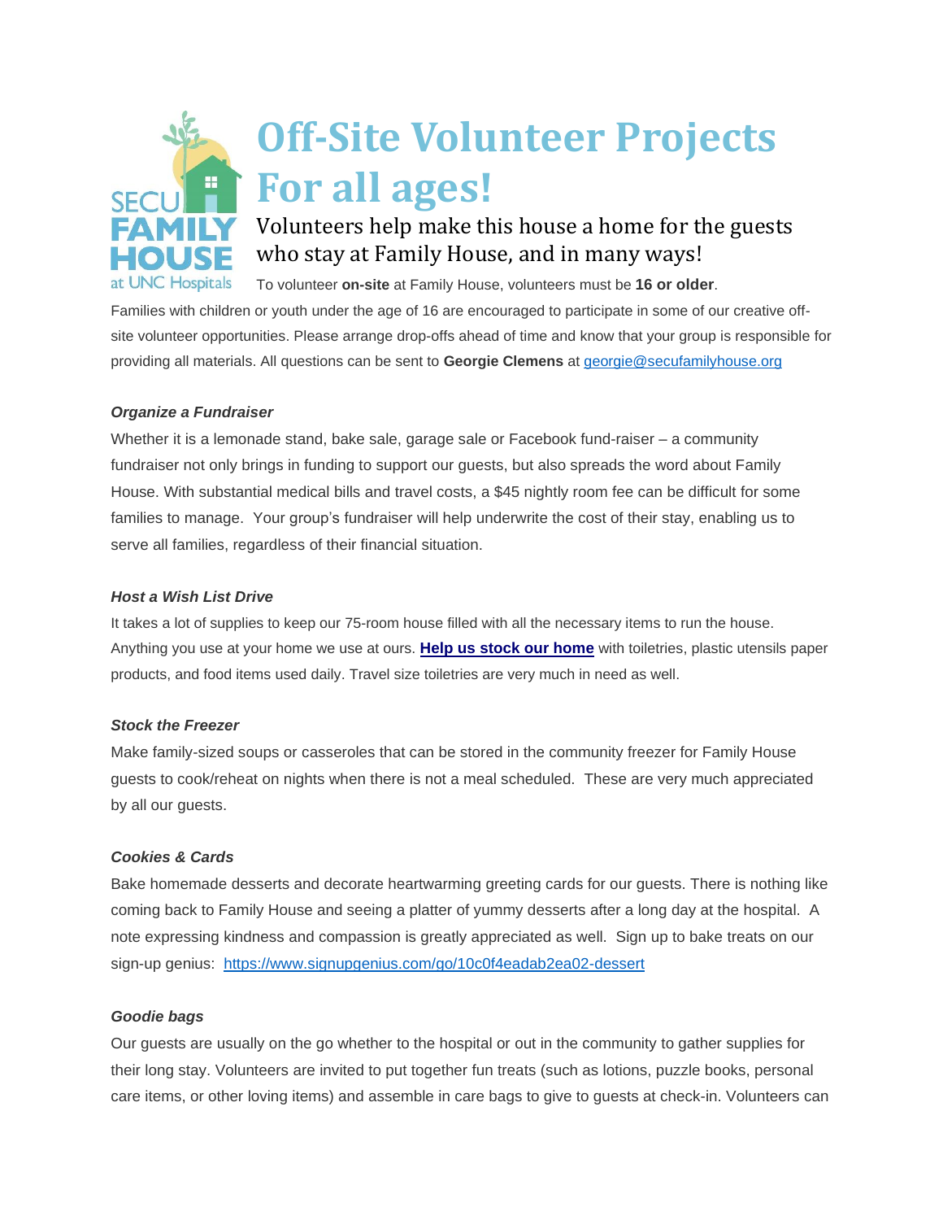# Off-Site Volunteer Projects For all ages!

## Volunteers help make this house a home for the guests who stay at Family House, and in many ways!

To volunteer **on-site** at Family House, volunteers must be **16 or older**. Families with children or youth under the age of 16 are encouraged to participate in some of our creative off-site volunteer opportunities. Please arrange drop-offs ahead of time and know that your group is responsible for providing all materials. All questions can be sent to **Georgie Clemens** at georgie@secufamilyhouse.org

***Organize a Fundraiser***

Whether it is a lemonade stand, bake sale, garage sale or Facebook fund-raiser – a community fundraiser not only brings in funding to support our guests, but also spreads the word about Family House. With substantial medical bills and travel costs, a $45 nightly room fee can be difficult for some families to manage. Your group's fundraiser will help underwrite the cost of their stay, enabling us to serve all families, regardless of their financial situation.

***Host a Wish List Drive***

It takes a lot of supplies to keep our 75-room house filled with all the necessary items to run the house. Anything you use at your home we use at ours. **Help us stock our home** with toiletries, plastic utensils paper products, and food items used daily. Travel size toiletries are very much in need as well.

***Stock the Freezer***

Make family-sized soups or casseroles that can be stored in the community freezer for Family House guests to cook/reheat on nights when there is not a meal scheduled. These are very much appreciated by all our guests.

***Cookies & Cards***

Bake homemade desserts and decorate heartwarming greeting cards for our guests. There is nothing like coming back to Family House and seeing a platter of yummy desserts after a long day at the hospital. A note expressing kindness and compassion is greatly appreciated as well. Sign up to bake treats on our sign-up genius: https://www.signupgenius.com/go/10c0f4eadab2ea02-dessert

***Goodie bags***

Our guests are usually on the go whether to the hospital or out in the community to gather supplies for their long stay. Volunteers are invited to put together fun treats (such as lotions, puzzle books, personal care items, or other loving items) and assemble in care bags to give to guests at check-in. Volunteers can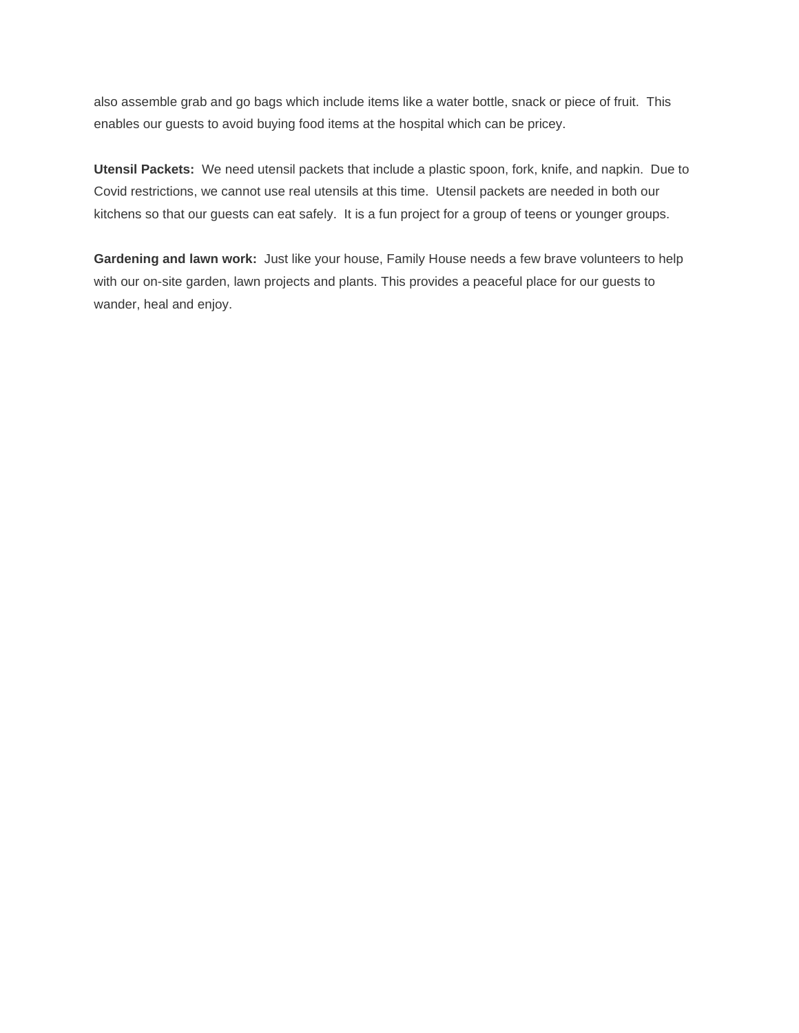also assemble grab and go bags which include items like a water bottle, snack or piece of fruit. This enables our guests to avoid buying food items at the hospital which can be pricey.

**Utensil Packets:** We need utensil packets that include a plastic spoon, fork, knife, and napkin. Due to Covid restrictions, we cannot use real utensils at this time. Utensil packets are needed in both our kitchens so that our guests can eat safely. It is a fun project for a group of teens or younger groups.

**Gardening and lawn work:** Just like your house, Family House needs a few brave volunteers to help with our on-site garden, lawn projects and plants. This provides a peaceful place for our guests to wander, heal and enjoy.